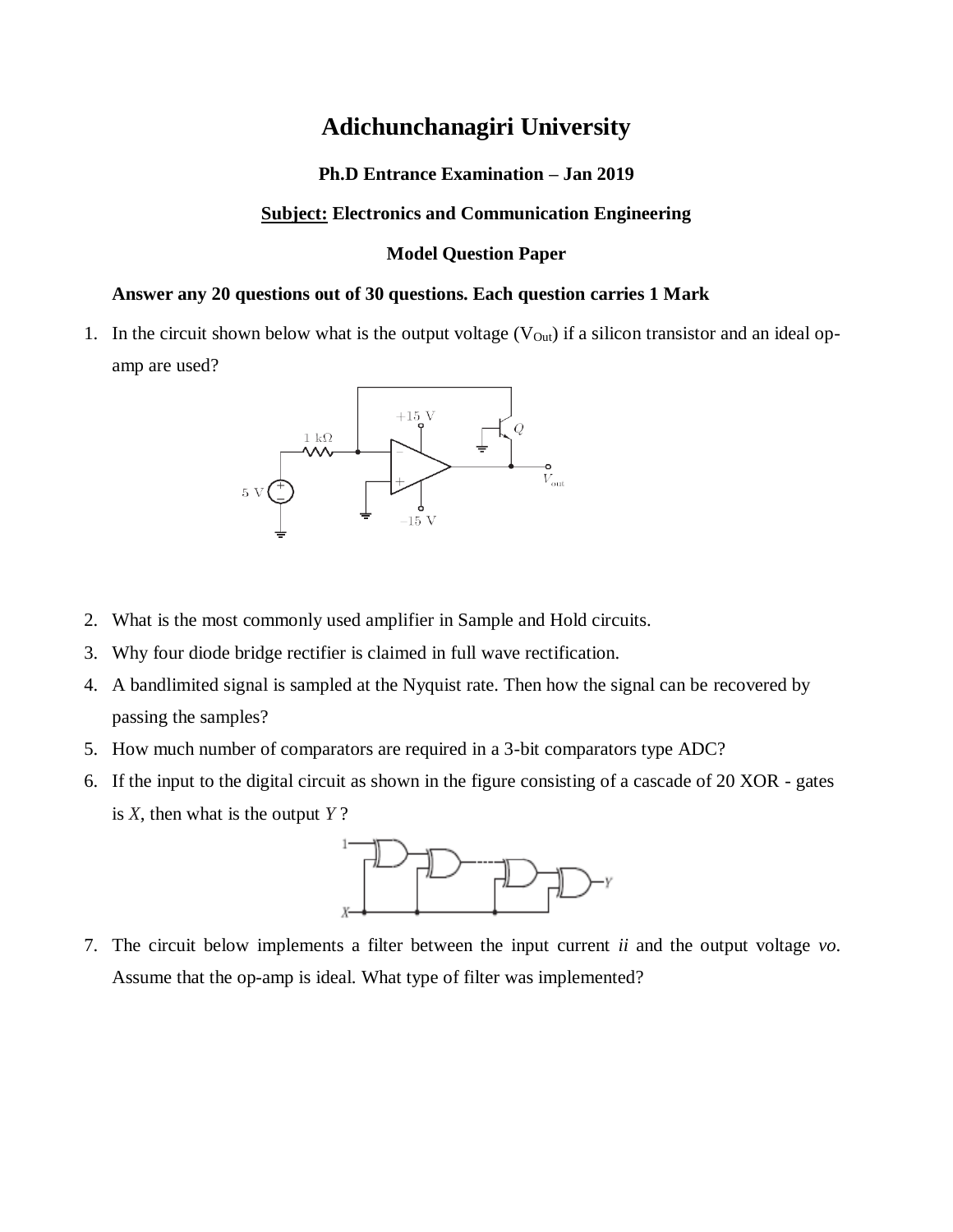# Adichunchanagiri University

### Ph.D Entrance Examination – Jan 2019

### Subject: Electronics and Communication Engineering

### Model Question Paper

**Answer any 20 questions out of 30 questions. Each question carries 1 Mark**

1. In the circuit shown below what is the output voltage ($V_{Out}$) if a silicon transistor and an ideal op-amp are used?

2. What is the most commonly used amplifier in Sample and Hold circuits.
3. Why four diode bridge rectifier is claimed in full wave rectification.
4. A bandlimited signal is sampled at the Nyquist rate. Then how the signal can be recovered by passing the samples?
5. How much number of comparators are required in a 3-bit comparators type ADC?
6. If the input to the digital circuit as shown in the figure consisting of a cascade of 20 XOR - gates is *X*, then what is the output *Y* ?

7. The circuit below implements a filter between the input current *ii* and the output voltage *vo*. Assume that the op-amp is ideal. What type of filter was implemented?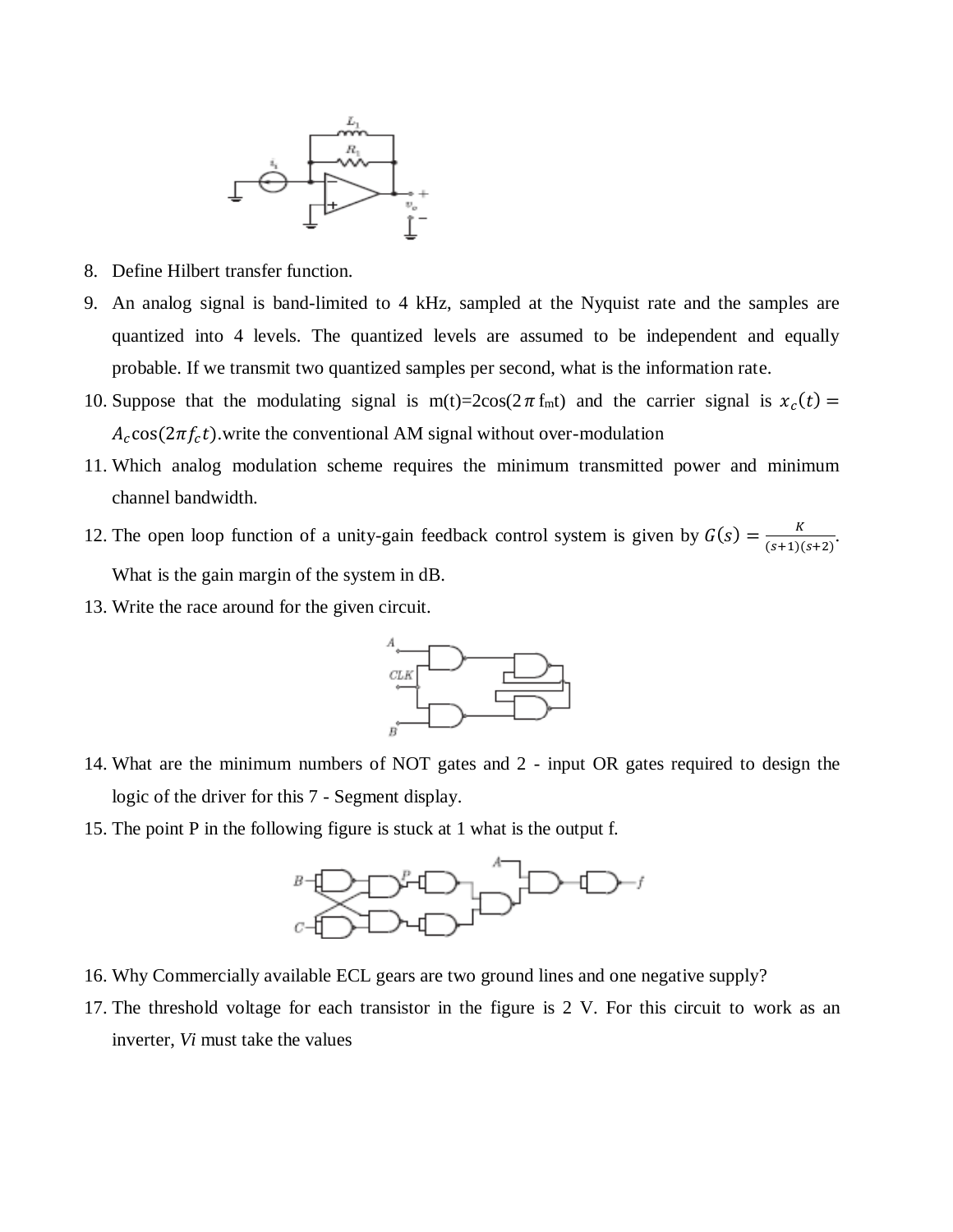8. Define Hilbert transfer function.
9. An analog signal is band-limited to 4 kHz, sampled at the Nyquist rate and the samples are quantized into 4 levels. The quantized levels are assumed to be independent and equally probable. If we transmit two quantized samples per second, what is the information rate.
10. Suppose that the modulating signal is m(t)=2cos(2$\pi$ $f_m$t) and the carrier signal is $x_c(t) = A_c \cos(2\pi f_c t)$.write the conventional AM signal without over-modulation
11. Which analog modulation scheme requires the minimum transmitted power and minimum channel bandwidth.
12. The open loop function of a unity-gain feedback control system is given by $G(s) = \frac{K}{(s+1)(s+2)}$. What is the gain margin of the system in dB.
13. Write the race around for the given circuit.
14. What are the minimum numbers of NOT gates and 2 - input OR gates required to design the logic of the driver for this 7 - Segment display.
15. The point P in the following figure is stuck at 1 what is the output f.
16. Why Commercially available ECL gears are two ground lines and one negative supply?
17. The threshold voltage for each transistor in the figure is 2 V. For this circuit to work as an inverter, *Vi* must take the values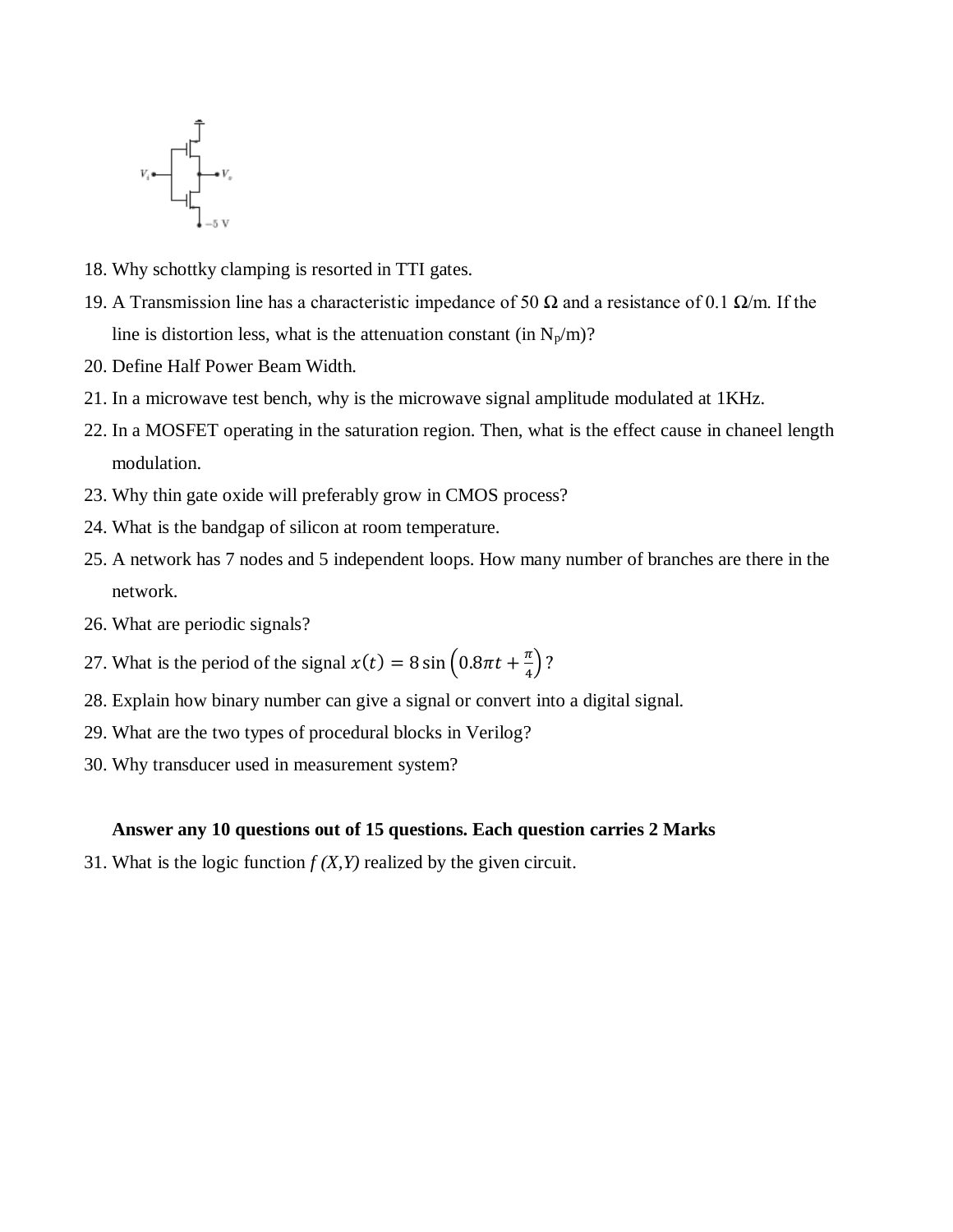18. Why schottky clamping is resorted in TTI gates.
19. A Transmission line has a characteristic impedance of 50 Ω and a resistance of 0.1 Ω/m. If the line is distortion less, what is the attenuation constant (in $N_p$/m)?
20. Define Half Power Beam Width.
21. In a microwave test bench, why is the microwave signal amplitude modulated at 1KHz.
22. In a MOSFET operating in the saturation region. Then, what is the effect cause in chaneel length modulation.
23. Why thin gate oxide will preferably grow in CMOS process?
24. What is the bandgap of silicon at room temperature.
25. A network has 7 nodes and 5 independent loops. How many number of branches are there in the network.
26. What are periodic signals?
27. What is the period of the signal $x(t) = 8\sin\left(0.8\pi t + \frac{\pi}{4}\right)$?
28. Explain how binary number can give a signal or convert into a digital signal.
29. What are the two types of procedural blocks in Verilog?
30. Why transducer used in measurement system?

**Answer any 10 questions out of 15 questions. Each question carries 2 Marks**

31. What is the logic function *f (X,Y)* realized by the given circuit.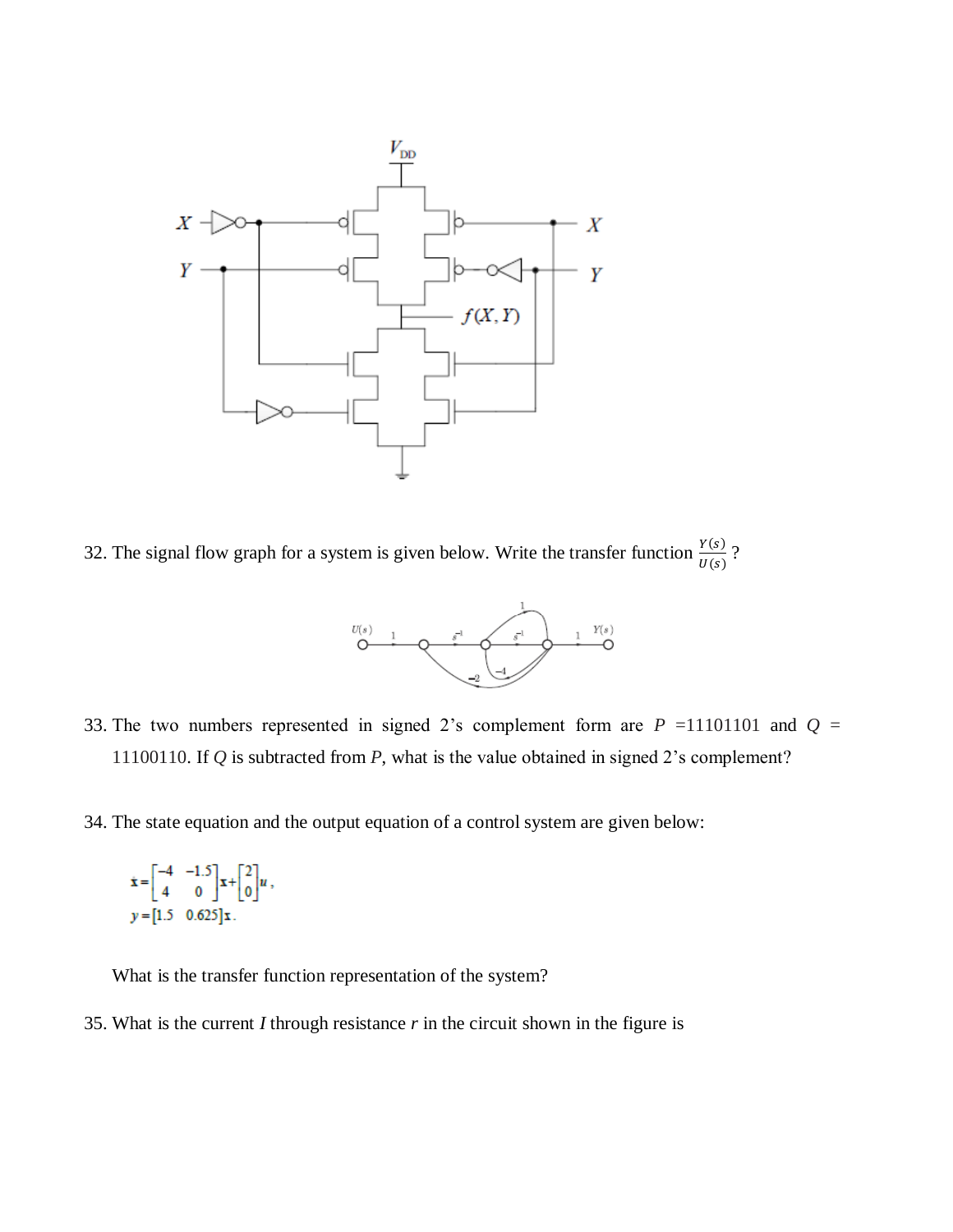32. The signal flow graph for a system is given below. Write the transfer function $\frac{Y(s)}{U(s)}$ ?

33. The two numbers represented in signed 2's complement form are $P$ =11101101 and $Q$ = 11100110. If $Q$ is subtracted from $P$, what is the value obtained in signed 2's complement?

34. The state equation and the output equation of a control system are given below:

$$\dot{\mathbf{x}} = \begin{bmatrix} -4 & -1.5 \\ 4 & 0 \end{bmatrix}\mathbf{x} + \begin{bmatrix} 2 \\ 0 \end{bmatrix}u,$$

$$y = \begin{bmatrix} 1.5 & 0.625 \end{bmatrix}\mathbf{x}.$$

What is the transfer function representation of the system?

35. What is the current $I$ through resistance $r$ in the circuit shown in the figure is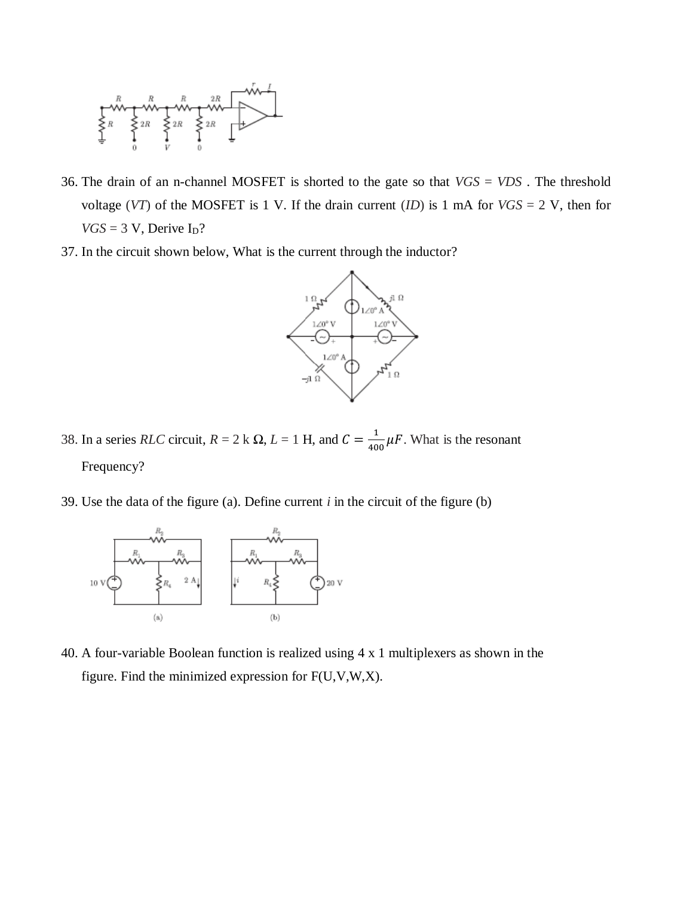36. The drain of an n-channel MOSFET is shorted to the gate so that $VGS = VDS$ . The threshold voltage ($VT$) of the MOSFET is 1 V. If the drain current ($ID$) is 1 mA for $VGS$ = 2 V, then for $VGS$ = 3 V, Derive $I_D$?

37. In the circuit shown below, What is the current through the inductor?

38. In a series $RLC$ circuit, $R$ = 2 k Ω, $L$ = 1 H, and $C = \frac{1}{400}\mu F$. What is the resonant Frequency?

39. Use the data of the figure (a). Define current $i$ in the circuit of the figure (b)

40. A four-variable Boolean function is realized using 4 x 1 multiplexers as shown in the figure. Find the minimized expression for F(U,V,W,X).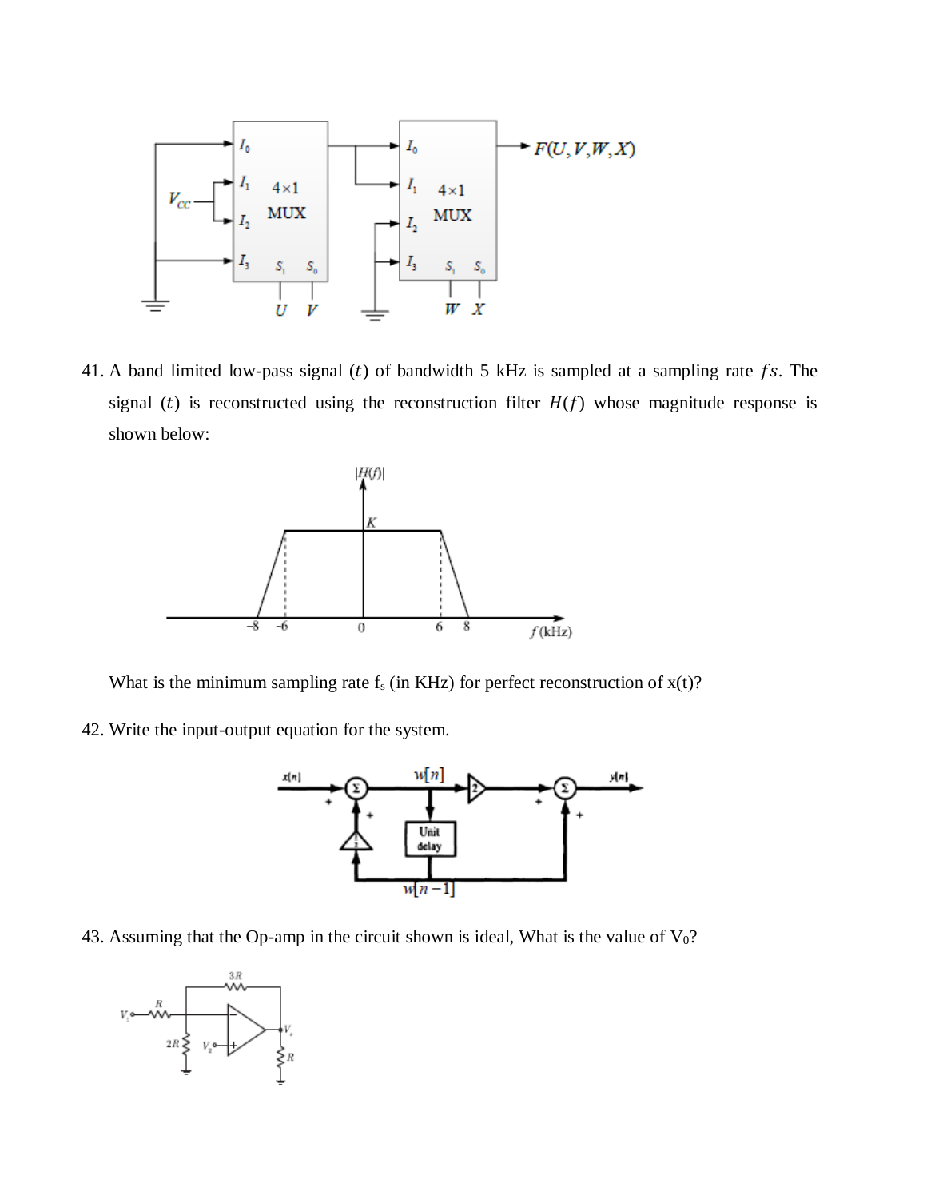41. A band limited low-pass signal $(t)$ of bandwidth 5 kHz is sampled at a sampling rate $fs$. The signal $(t)$ is reconstructed using the reconstruction filter $H(f)$ whose magnitude response is shown below:

What is the minimum sampling rate $f_s$ (in KHz) for perfect reconstruction of x(t)?

42. Write the input-output equation for the system.

43. Assuming that the Op-amp in the circuit shown is ideal, What is the value of $V_0$?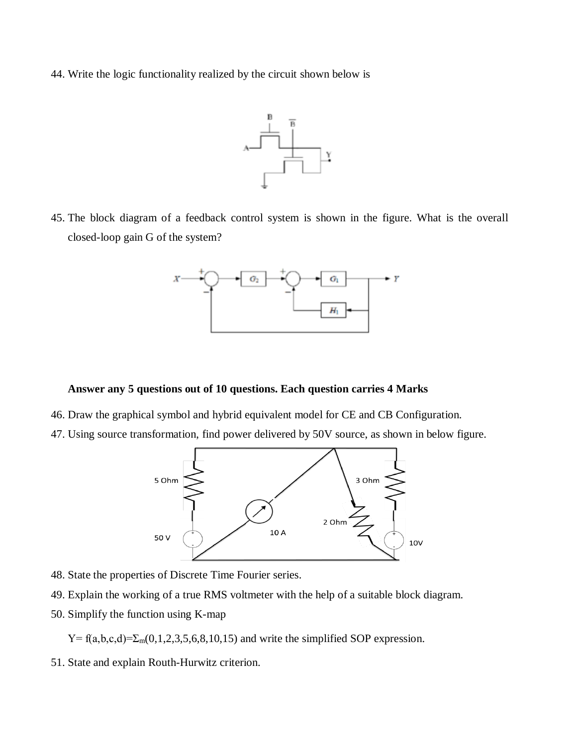44. Write the logic functionality realized by the circuit shown below is

45. The block diagram of a feedback control system is shown in the figure. What is the overall closed-loop gain G of the system?

**Answer any 5 questions out of 10 questions. Each question carries 4 Marks**

46. Draw the graphical symbol and hybrid equivalent model for CE and CB Configuration.
47. Using source transformation, find power delivered by 50V source, as shown in below figure.
48. State the properties of Discrete Time Fourier series.
49. Explain the working of a true RMS voltmeter with the help of a suitable block diagram.
50. Simplify the function using K-map

    Y= f(a,b,c,d)=$\Sigma_m$(0,1,2,3,5,6,8,10,15) and write the simplified SOP expression.

51. State and explain Routh-Hurwitz criterion.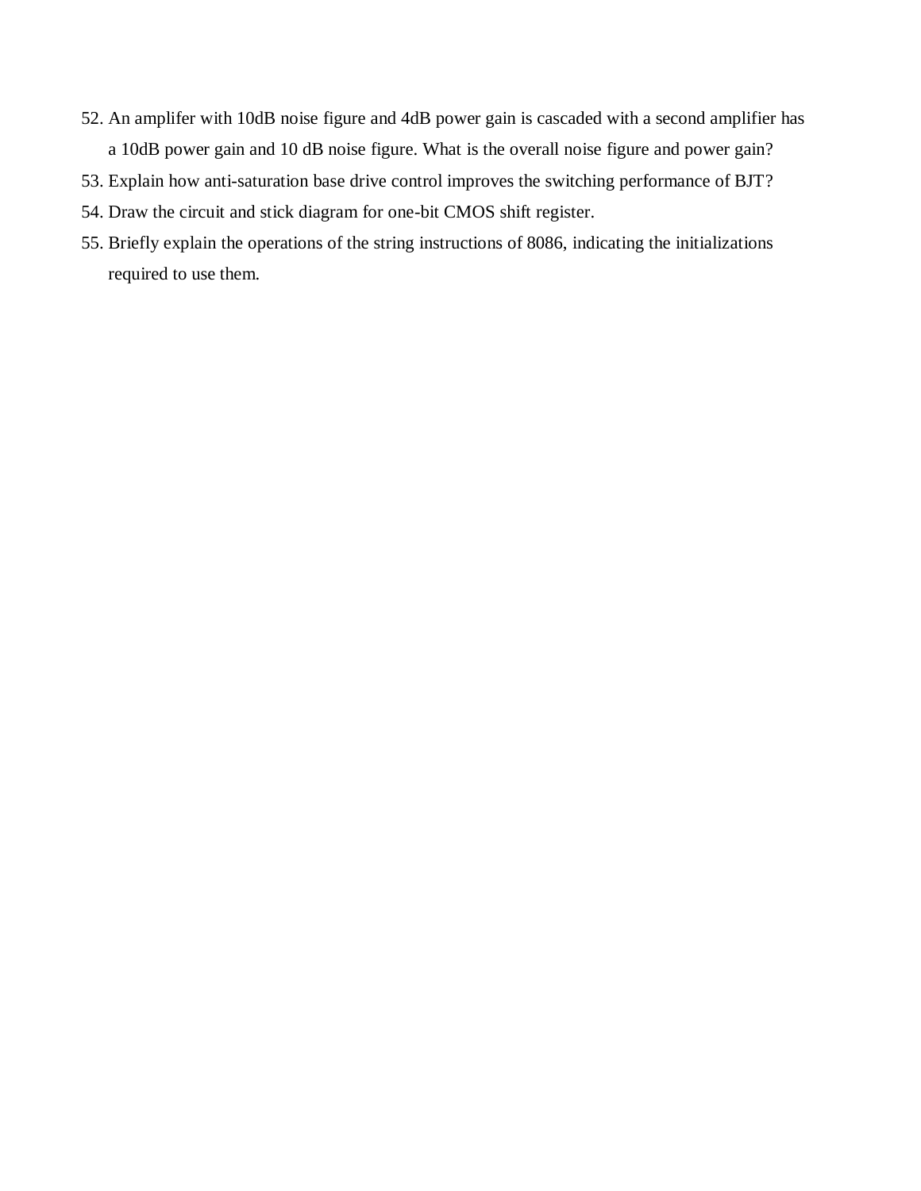52. An amplifer with 10dB noise figure and 4dB power gain is cascaded with a second amplifier has a 10dB power gain and 10 dB noise figure. What is the overall noise figure and power gain?
53. Explain how anti-saturation base drive control improves the switching performance of BJT?
54. Draw the circuit and stick diagram for one-bit CMOS shift register.
55. Briefly explain the operations of the string instructions of 8086, indicating the initializations required to use them.